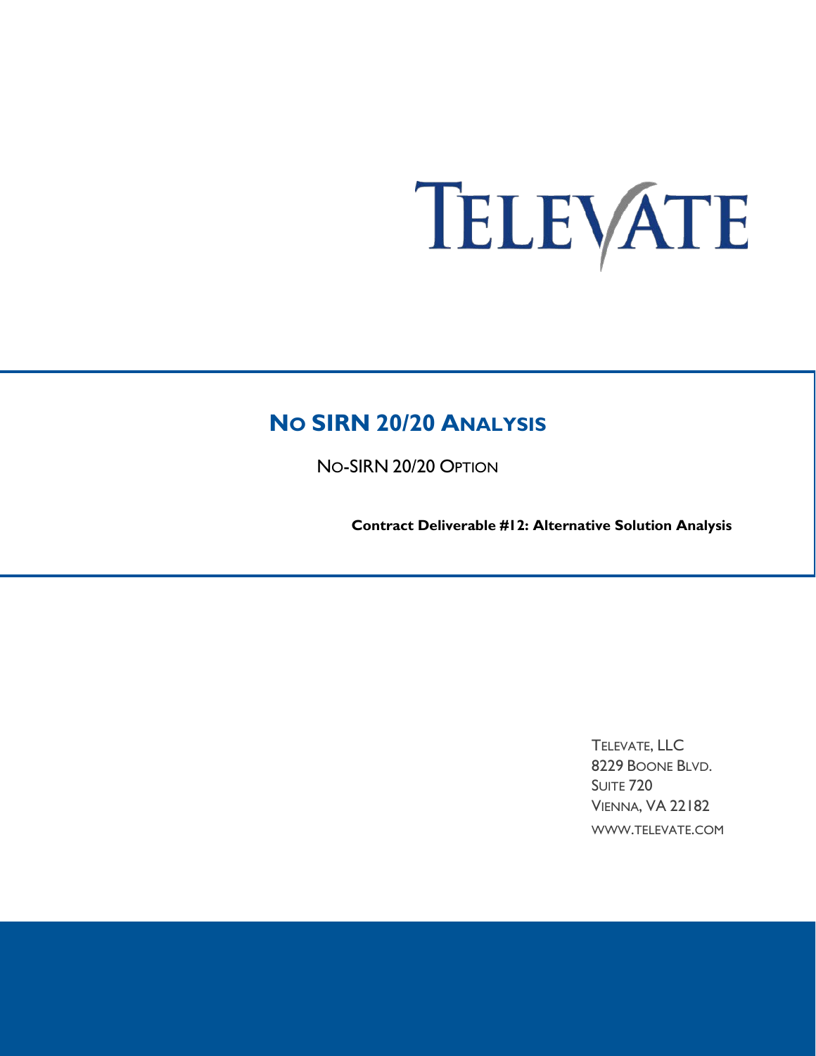TELEVATE

# NO SIRN 20/20 ANALYSIS

NO-SIRN 20/20 OPTION

**Contract Deliverable #12: Alternative Solution Analysis**

TELEVATE, LLC
8229 BOONE BLVD.
SUITE 720
VIENNA, VA 22182
WWW.TELEVATE.COM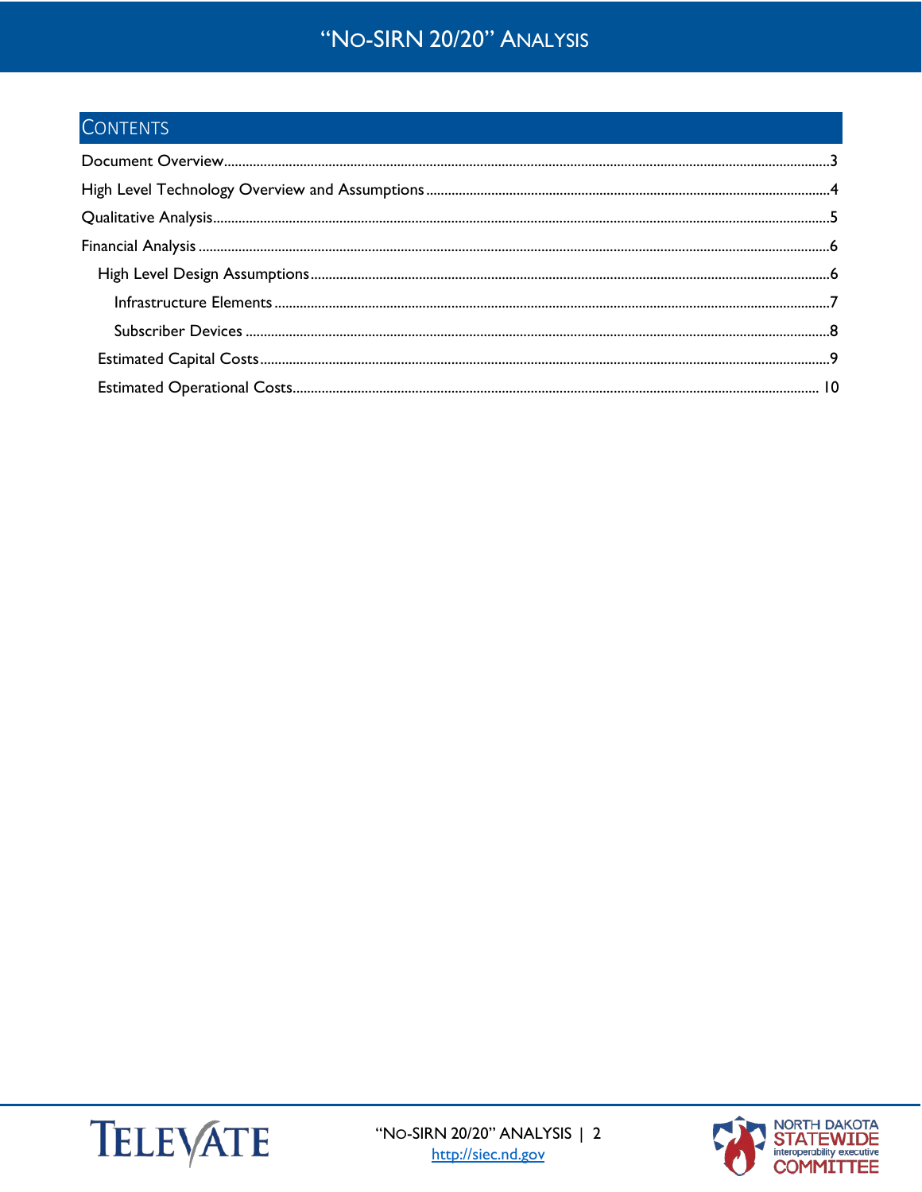## Contents

Document Overview....3

High Level Technology Overview and Assumptions....4

Qualitative Analysis....5

Financial Analysis....6

- High Level Design Assumptions....6
  - Infrastructure Elements....7
  - Subscriber Devices....8
- Estimated Capital Costs....9
- Estimated Operational Costs....10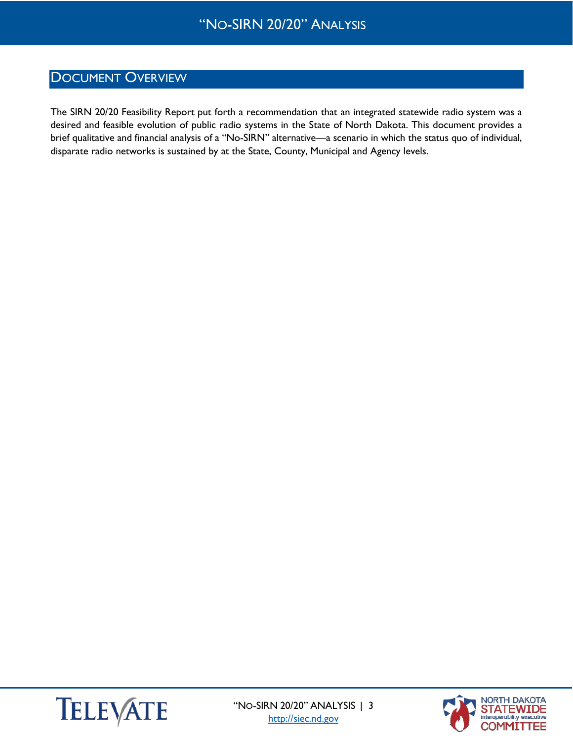## Document Overview

The SIRN 20/20 Feasibility Report put forth a recommendation that an integrated statewide radio system was a desired and feasible evolution of public radio systems in the State of North Dakota. This document provides a brief qualitative and financial analysis of a "No-SIRN" alternative—a scenario in which the status quo of individual, disparate radio networks is sustained by at the State, County, Municipal and Agency levels.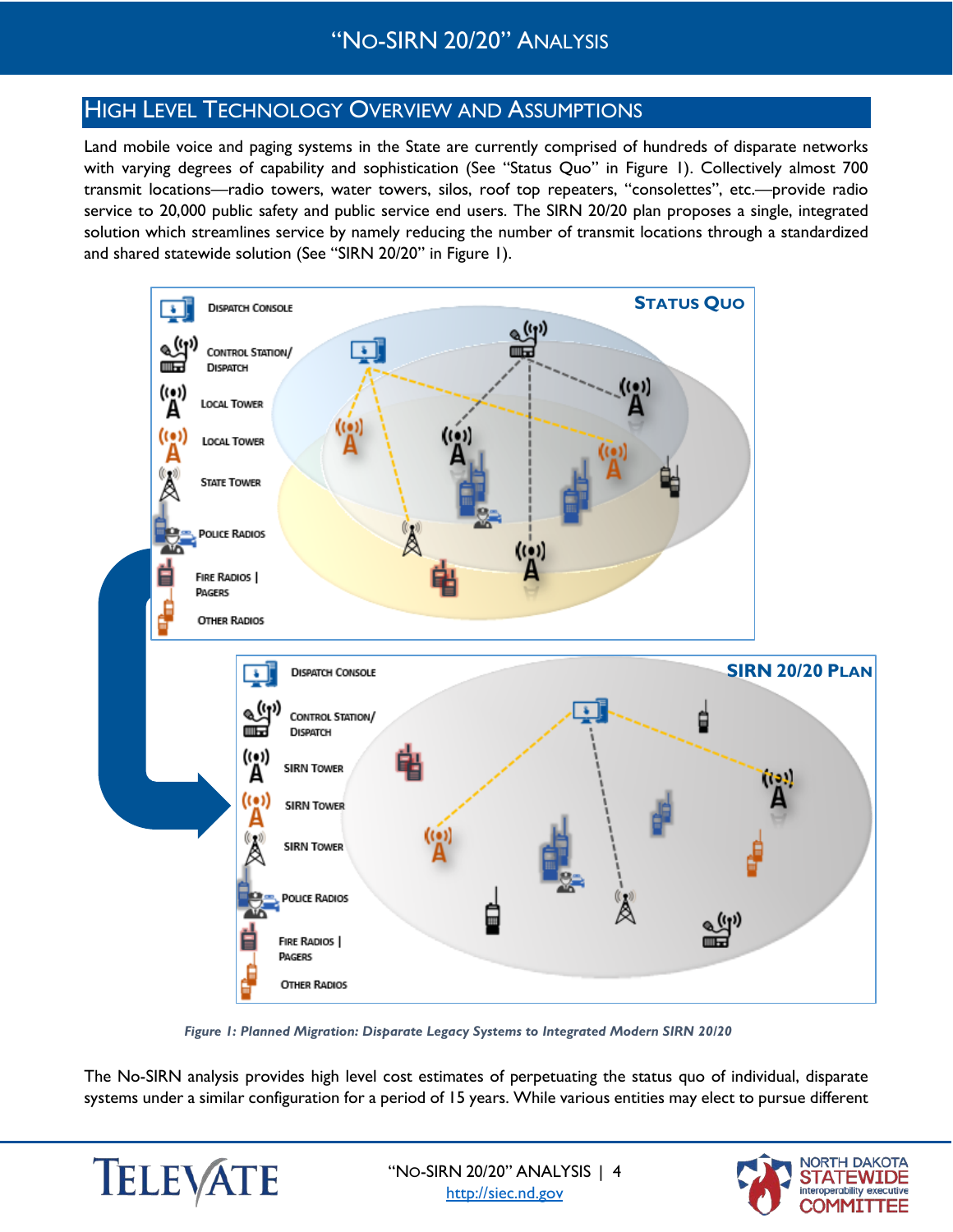## High Level Technology Overview and Assumptions

Land mobile voice and paging systems in the State are currently comprised of hundreds of disparate networks with varying degrees of capability and sophistication (See "Status Quo" in Figure 1). Collectively almost 700 transmit locations—radio towers, water towers, silos, roof top repeaters, "consolettes", etc.—provide radio service to 20,000 public safety and public service end users. The SIRN 20/20 plan proposes a single, integrated solution which streamlines service by namely reducing the number of transmit locations through a standardized and shared statewide solution (See "SIRN 20/20" in Figure 1).

Status Quo

Dispatch Console
Control Station/ Dispatch
Local Tower
Local Tower
State Tower
Police Radios
Fire Radios | Pagers
Other Radios

SIRN 20/20 Plan

Dispatch Console
Control Station/ Dispatch
SIRN Tower
SIRN Tower
SIRN Tower
Police Radios
Fire Radios | Pagers
Other Radios

*Figure 1: Planned Migration: Disparate Legacy Systems to Integrated Modern SIRN 20/20*

The No-SIRN analysis provides high level cost estimates of perpetuating the status quo of individual, disparate systems under a similar configuration for a period of 15 years. While various entities may elect to pursue different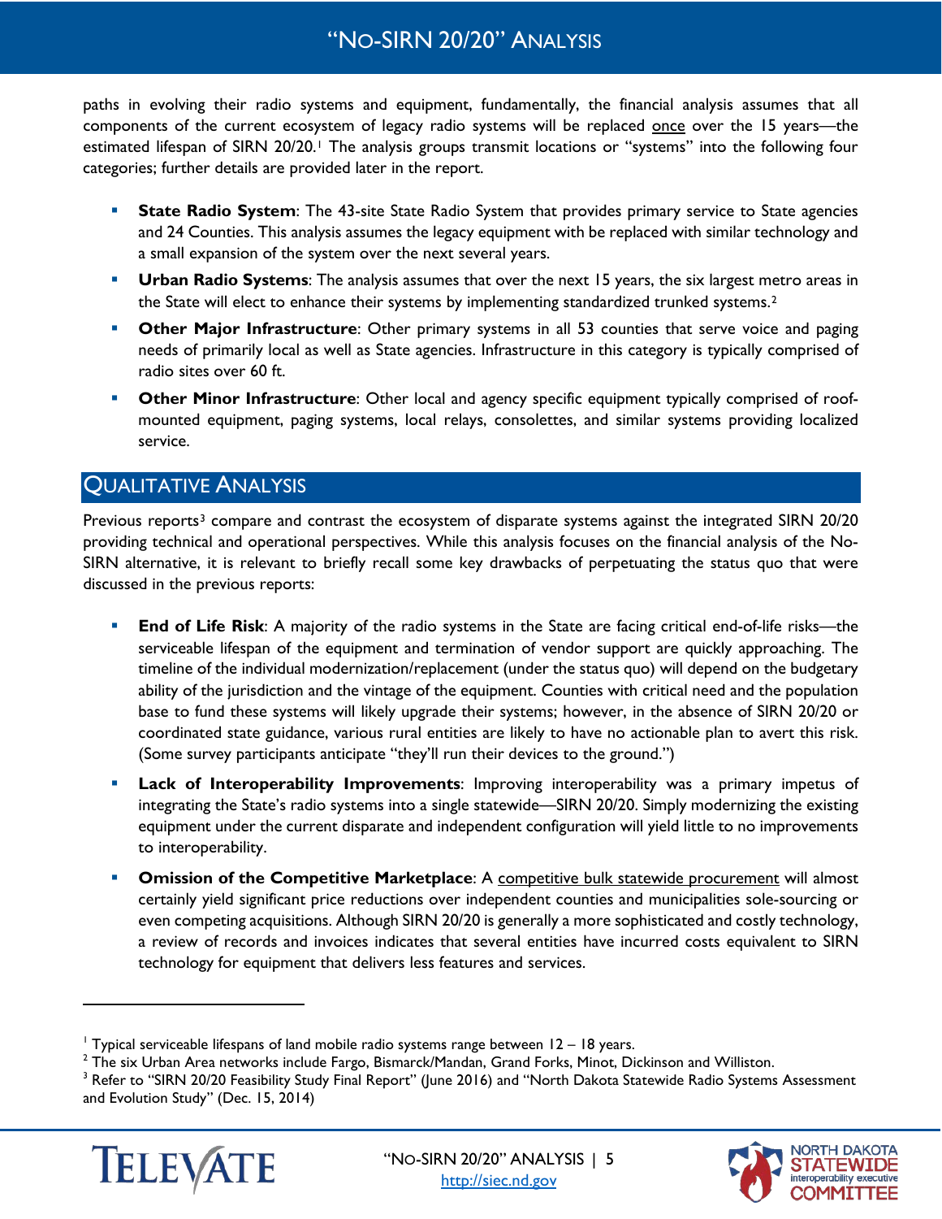paths in evolving their radio systems and equipment, fundamentally, the financial analysis assumes that all components of the current ecosystem of legacy radio systems will be replaced <u>once</u> over the 15 years—the estimated lifespan of SIRN 20/20.[1] The analysis groups transmit locations or "systems" into the following four categories; further details are provided later in the report.

- **State Radio System**: The 43-site State Radio System that provides primary service to State agencies and 24 Counties. This analysis assumes the legacy equipment with be replaced with similar technology and a small expansion of the system over the next several years.
- **Urban Radio Systems**: The analysis assumes that over the next 15 years, the six largest metro areas in the State will elect to enhance their systems by implementing standardized trunked systems.[2]
- **Other Major Infrastructure**: Other primary systems in all 53 counties that serve voice and paging needs of primarily local as well as State agencies. Infrastructure in this category is typically comprised of radio sites over 60 ft.
- **Other Minor Infrastructure**: Other local and agency specific equipment typically comprised of roof-mounted equipment, paging systems, local relays, consolettes, and similar systems providing localized service.

## Qualitative Analysis

Previous reports[3] compare and contrast the ecosystem of disparate systems against the integrated SIRN 20/20 providing technical and operational perspectives. While this analysis focuses on the financial analysis of the No-SIRN alternative, it is relevant to briefly recall some key drawbacks of perpetuating the status quo that were discussed in the previous reports:

- **End of Life Risk**: A majority of the radio systems in the State are facing critical end-of-life risks—the serviceable lifespan of the equipment and termination of vendor support are quickly approaching. The timeline of the individual modernization/replacement (under the status quo) will depend on the budgetary ability of the jurisdiction and the vintage of the equipment. Counties with critical need and the population base to fund these systems will likely upgrade their systems; however, in the absence of SIRN 20/20 or coordinated state guidance, various rural entities are likely to have no actionable plan to avert this risk. (Some survey participants anticipate "they'll run their devices to the ground.")
- **Lack of Interoperability Improvements**: Improving interoperability was a primary impetus of integrating the State's radio systems into a single statewide—SIRN 20/20. Simply modernizing the existing equipment under the current disparate and independent configuration will yield little to no improvements to interoperability.
- **Omission of the Competitive Marketplace**: A <u>competitive bulk statewide procurement</u> will almost certainly yield significant price reductions over independent counties and municipalities sole-sourcing or even competing acquisitions. Although SIRN 20/20 is generally a more sophisticated and costly technology, a review of records and invoices indicates that several entities have incurred costs equivalent to SIRN technology for equipment that delivers less features and services.

---

[1] Typical serviceable lifespans of land mobile radio systems range between 12 – 18 years.

[2] The six Urban Area networks include Fargo, Bismarck/Mandan, Grand Forks, Minot, Dickinson and Williston.

[3] Refer to "SIRN 20/20 Feasibility Study Final Report" (June 2016) and "North Dakota Statewide Radio Systems Assessment and Evolution Study" (Dec. 15, 2014)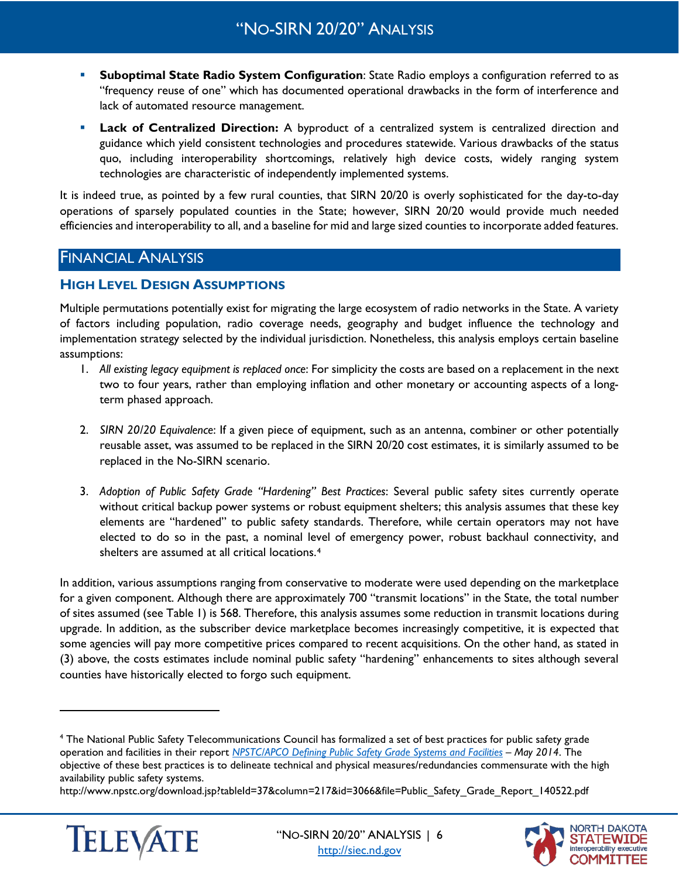- **Suboptimal State Radio System Configuration**: State Radio employs a configuration referred to as "frequency reuse of one" which has documented operational drawbacks in the form of interference and lack of automated resource management.
- **Lack of Centralized Direction:** A byproduct of a centralized system is centralized direction and guidance which yield consistent technologies and procedures statewide. Various drawbacks of the status quo, including interoperability shortcomings, relatively high device costs, widely ranging system technologies are characteristic of independently implemented systems.

It is indeed true, as pointed by a few rural counties, that SIRN 20/20 is overly sophisticated for the day-to-day operations of sparsely populated counties in the State; however, SIRN 20/20 would provide much needed efficiencies and interoperability to all, and a baseline for mid and large sized counties to incorporate added features.

## Financial Analysis

### High Level Design Assumptions

Multiple permutations potentially exist for migrating the large ecosystem of radio networks in the State. A variety of factors including population, radio coverage needs, geography and budget influence the technology and implementation strategy selected by the individual jurisdiction. Nonetheless, this analysis employs certain baseline assumptions:

1. *All existing legacy equipment is replaced once*: For simplicity the costs are based on a replacement in the next two to four years, rather than employing inflation and other monetary or accounting aspects of a long-term phased approach.

2. *SIRN 20/20 Equivalence*: If a given piece of equipment, such as an antenna, combiner or other potentially reusable asset, was assumed to be replaced in the SIRN 20/20 cost estimates, it is similarly assumed to be replaced in the No-SIRN scenario.

3. *Adoption of Public Safety Grade "Hardening" Best Practices*: Several public safety sites currently operate without critical backup power systems or robust equipment shelters; this analysis assumes that these key elements are "hardened" to public safety standards. Therefore, while certain operators may not have elected to do so in the past, a nominal level of emergency power, robust backhaul connectivity, and shelters are assumed at all critical locations.[4]

In addition, various assumptions ranging from conservative to moderate were used depending on the marketplace for a given component. Although there are approximately 700 "transmit locations" in the State, the total number of sites assumed (see Table 1) is 568. Therefore, this analysis assumes some reduction in transmit locations during upgrade. In addition, as the subscriber device marketplace becomes increasingly competitive, it is expected that some agencies will pay more competitive prices compared to recent acquisitions. On the other hand, as stated in (3) above, the costs estimates include nominal public safety "hardening" enhancements to sites although several counties have historically elected to forgo such equipment.

---

[4] The National Public Safety Telecommunications Council has formalized a set of best practices for public safety grade operation and facilities in their report [NPSTC/APCO Defining Public Safety Grade Systems and Facilities](http://www.npstc.org/download.jsp?tableId=37&column=217&id=3066&file=Public_Safety_Grade_Report_140522.pdf) – *May 2014*. The objective of these best practices is to delineate technical and physical measures/redundancies commensurate with the high availability public safety systems.
http://www.npstc.org/download.jsp?tableId=37&column=217&id=3066&file=Public_Safety_Grade_Report_140522.pdf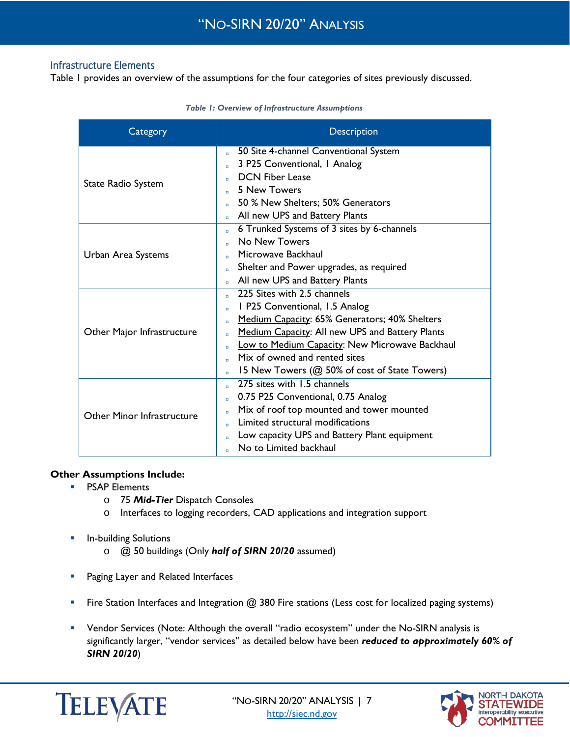## Infrastructure Elements

Table 1 provides an overview of the assumptions for the four categories of sites previously discussed.

*Table 1: Overview of Infrastructure Assumptions*

| Category | Description |
|---|---|
| State Radio System | ▫ 50 Site 4-channel Conventional System<br>▫ 3 P25 Conventional, 1 Analog<br>▫ DCN Fiber Lease<br>▫ 5 New Towers<br>▫ 50 % New Shelters; 50% Generators<br>▫ All new UPS and Battery Plants |
| Urban Area Systems | ▫ 6 Trunked Systems of 3 sites by 6-channels<br>▫ No New Towers<br>▫ Microwave Backhaul<br>▫ Shelter and Power upgrades, as required<br>▫ All new UPS and Battery Plants |
| Other Major Infrastructure | ▫ 225 Sites with 2.5 channels<br>▫ 1 P25 Conventional, 1.5 Analog<br>▫ <u>Medium Capacity</u>: 65% Generators; 40% Shelters<br>▫ <u>Medium Capacity</u>: All new UPS and Battery Plants<br>▫ <u>Low to Medium Capacity</u>: New Microwave Backhaul<br>▫ Mix of owned and rented sites<br>▫ 15 New Towers (@ 50% of cost of State Towers) |
| Other Minor Infrastructure | ▫ 275 sites with 1.5 channels<br>▫ 0.75 P25 Conventional, 0.75 Analog<br>▫ Mix of roof top mounted and tower mounted<br>▫ Limited structural modifications<br>▫ Low capacity UPS and Battery Plant equipment<br>▫ No to Limited backhaul |

**Other Assumptions Include:**

- PSAP Elements
  - 75 ***Mid-Tier*** Dispatch Consoles
  - Interfaces to logging recorders, CAD applications and integration support
- In-building Solutions
  - @ 50 buildings (Only ***half of SIRN 20/20*** assumed)
- Paging Layer and Related Interfaces
- Fire Station Interfaces and Integration @ 380 Fire stations (Less cost for localized paging systems)
- Vendor Services (Note: Although the overall "radio ecosystem" under the No-SIRN analysis is significantly larger, "vendor services" as detailed below have been ***reduced to approximately 60% of SIRN 20/20***)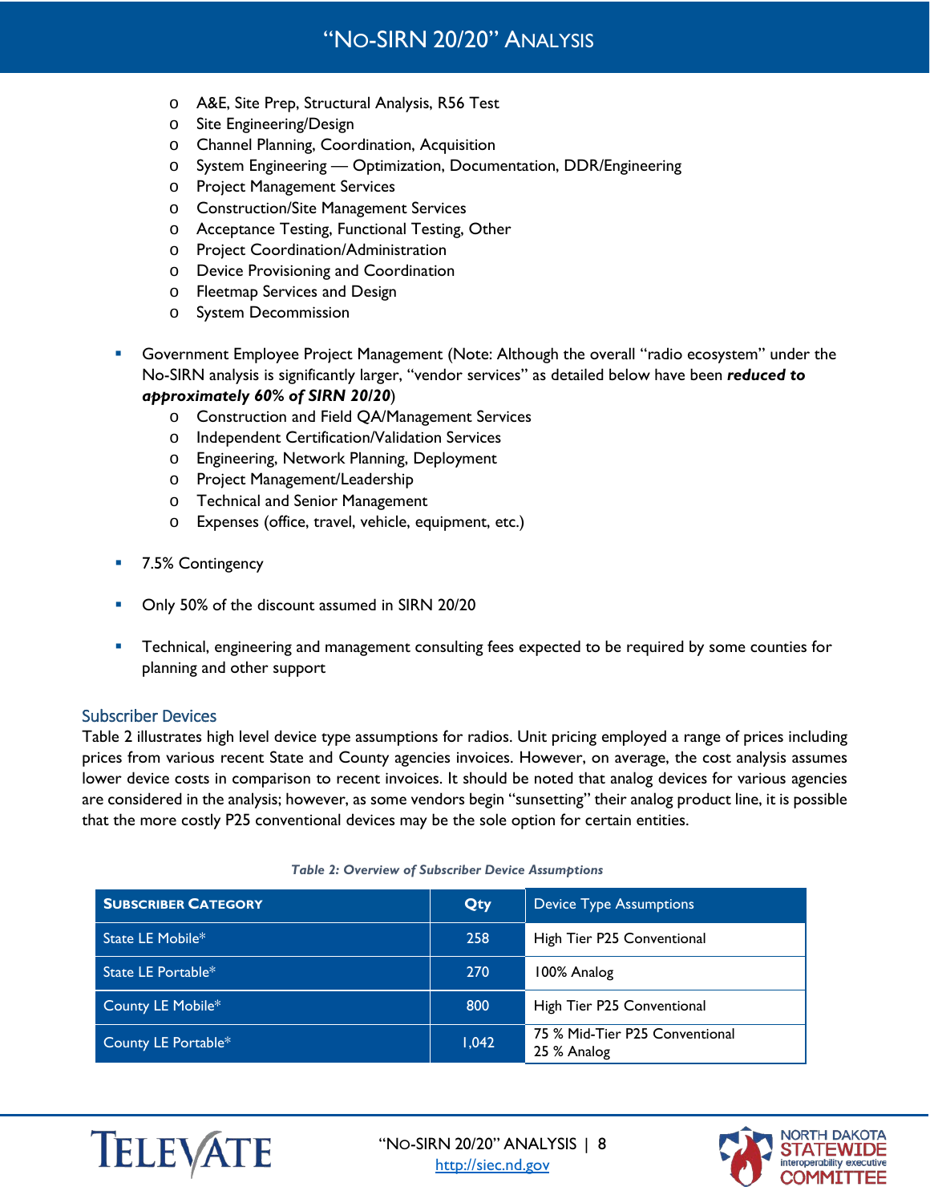- A&E, Site Prep, Structural Analysis, R56 Test
    - Site Engineering/Design
    - Channel Planning, Coordination, Acquisition
    - System Engineering — Optimization, Documentation, DDR/Engineering
    - Project Management Services
    - Construction/Site Management Services
    - Acceptance Testing, Functional Testing, Other
    - Project Coordination/Administration
    - Device Provisioning and Coordination
    - Fleetmap Services and Design
    - System Decommission

- Government Employee Project Management (Note: Although the overall "radio ecosystem" under the No-SIRN analysis is significantly larger, "vendor services" as detailed below have been ***reduced to approximately 60% of SIRN 20/20***)
    - Construction and Field QA/Management Services
    - Independent Certification/Validation Services
    - Engineering, Network Planning, Deployment
    - Project Management/Leadership
    - Technical and Senior Management
    - Expenses (office, travel, vehicle, equipment, etc.)

- 7.5% Contingency

- Only 50% of the discount assumed in SIRN 20/20

- Technical, engineering and management consulting fees expected to be required by some counties for planning and other support

## Subscriber Devices

Table 2 illustrates high level device type assumptions for radios. Unit pricing employed a range of prices including prices from various recent State and County agencies invoices. However, on average, the cost analysis assumes lower device costs in comparison to recent invoices. It should be noted that analog devices for various agencies are considered in the analysis; however, as some vendors begin "sunsetting" their analog product line, it is possible that the more costly P25 conventional devices may be the sole option for certain entities.

*Table 2: Overview of Subscriber Device Assumptions*

| SUBSCRIBER CATEGORY | Qty | Device Type Assumptions |
|---|---|---|
| State LE Mobile* | 258 | High Tier P25 Conventional |
| State LE Portable* | 270 | 100% Analog |
| County LE Mobile* | 800 | High Tier P25 Conventional |
| County LE Portable* | 1,042 | 75 % Mid-Tier P25 Conventional<br>25 % Analog |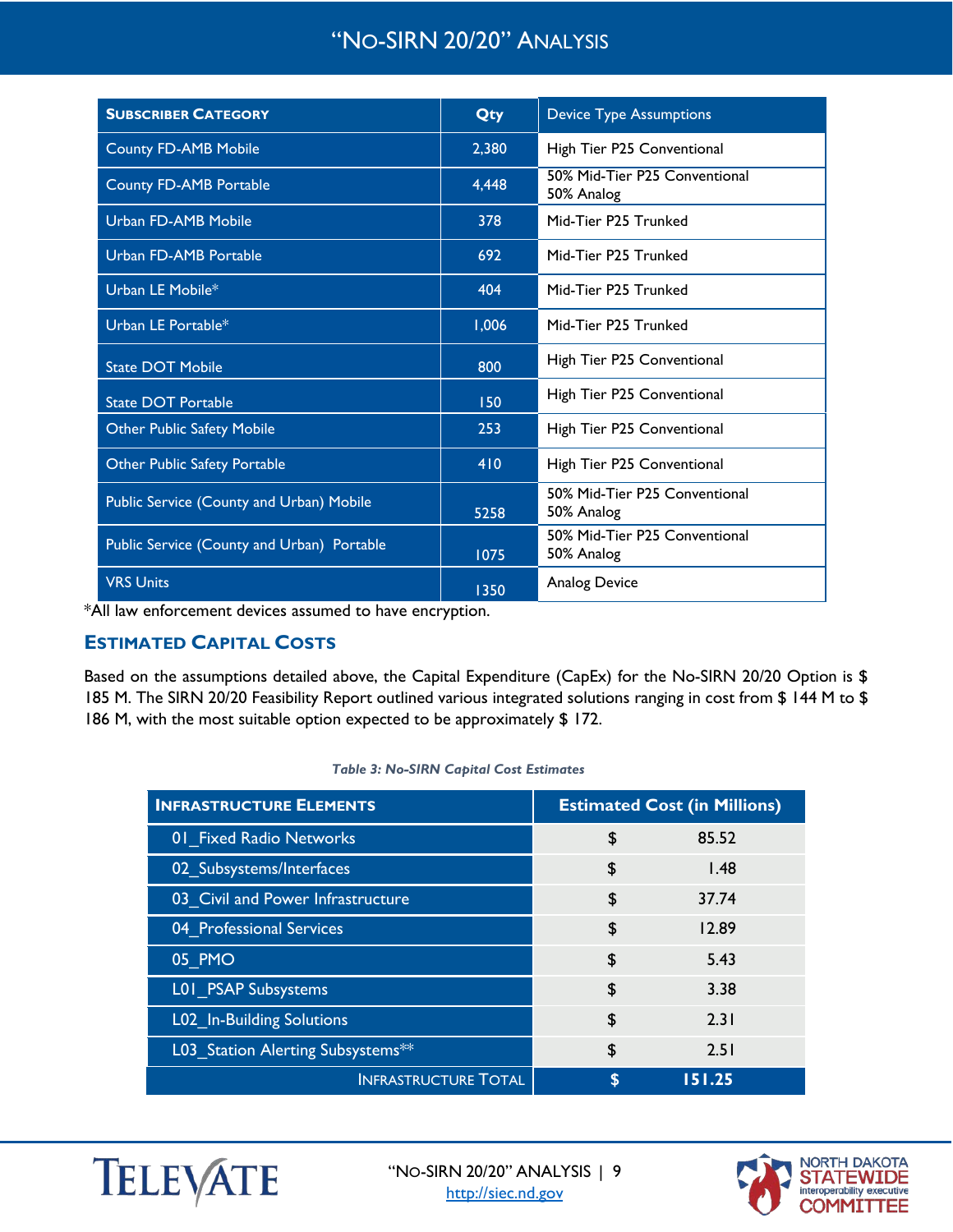| Subscriber Category | Qty | Device Type Assumptions |
| --- | --- | --- |
| County FD-AMB Mobile | 2,380 | High Tier P25 Conventional |
| County FD-AMB Portable | 4,448 | 50% Mid-Tier P25 Conventional 50% Analog |
| Urban FD-AMB Mobile | 378 | Mid-Tier P25 Trunked |
| Urban FD-AMB Portable | 692 | Mid-Tier P25 Trunked |
| Urban LE Mobile* | 404 | Mid-Tier P25 Trunked |
| Urban LE Portable* | 1,006 | Mid-Tier P25 Trunked |
| State DOT Mobile | 800 | High Tier P25 Conventional |
| State DOT Portable | 150 | High Tier P25 Conventional |
| Other Public Safety Mobile | 253 | High Tier P25 Conventional |
| Other Public Safety Portable | 410 | High Tier P25 Conventional |
| Public Service (County and Urban) Mobile | 5258 | 50% Mid-Tier P25 Conventional 50% Analog |
| Public Service (County and Urban) Portable | 1075 | 50% Mid-Tier P25 Conventional 50% Analog |
| VRS Units | 1350 | Analog Device |

*All law enforcement devices assumed to have encryption.

## Estimated Capital Costs

Based on the assumptions detailed above, the Capital Expenditure (CapEx) for the No-SIRN 20/20 Option is $ 185 M. The SIRN 20/20 Feasibility Report outlined various integrated solutions ranging in cost from $ 144 M to $ 186 M, with the most suitable option expected to be approximately $ 172.

*Table 3: No-SIRN Capital Cost Estimates*

| Infrastructure Elements | Estimated Cost (in Millions) |
| --- | --- |
| 01_Fixed Radio Networks | $ 85.52 |
| 02_Subsystems/Interfaces | $ 1.48 |
| 03_Civil and Power Infrastructure | $ 37.74 |
| 04_Professional Services | $ 12.89 |
| 05_PMO | $ 5.43 |
| L01_PSAP Subsystems | $ 3.38 |
| L02_In-Building Solutions | $ 2.31 |
| L03_Station Alerting Subsystems** | $ 2.51 |
| **Infrastructure Total** | **$ 151.25** |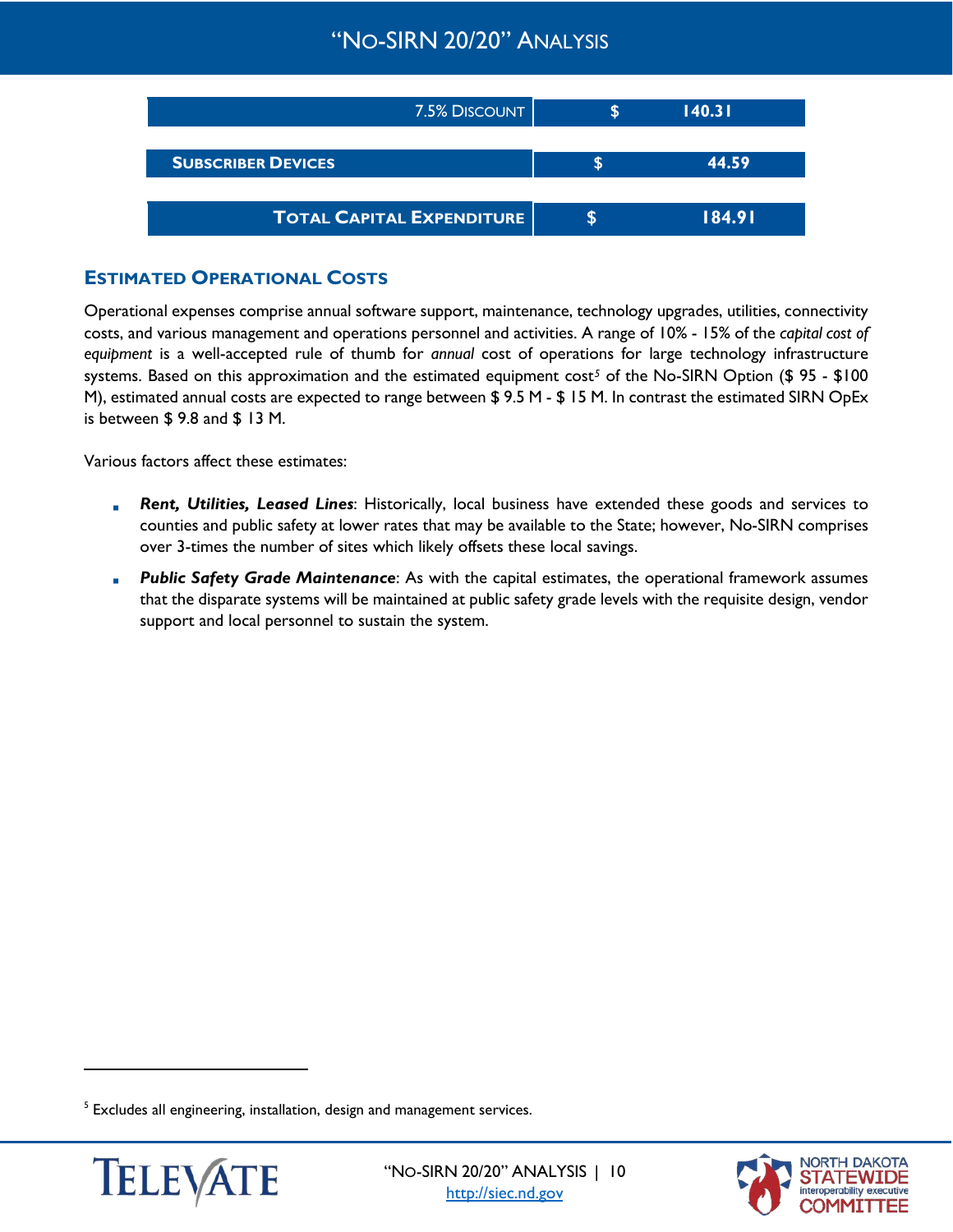| | | |
|---|---|---|
| 7.5% Discount | $ | 140.31 |
| **Subscriber Devices** | $ | 44.59 |
| **Total Capital Expenditure** | $ | 184.91 |

## Estimated Operational Costs

Operational expenses comprise annual software support, maintenance, technology upgrades, utilities, connectivity costs, and various management and operations personnel and activities. A range of 10% - 15% of the *capital cost of equipment* is a well-accepted rule of thumb for *annual* cost of operations for large technology infrastructure systems. Based on this approximation and the estimated equipment cost[5] of the No-SIRN Option ($ 95 - $100 M), estimated annual costs are expected to range between $ 9.5 M - $ 15 M. In contrast the estimated SIRN OpEx is between $ 9.8 and $ 13 M.

Various factors affect these estimates:

- ***Rent, Utilities, Leased Lines***: Historically, local business have extended these goods and services to counties and public safety at lower rates that may be available to the State; however, No-SIRN comprises over 3-times the number of sites which likely offsets these local savings.
- ***Public Safety Grade Maintenance***: As with the capital estimates, the operational framework assumes that the disparate systems will be maintained at public safety grade levels with the requisite design, vendor support and local personnel to sustain the system.

[5] Excludes all engineering, installation, design and management services.